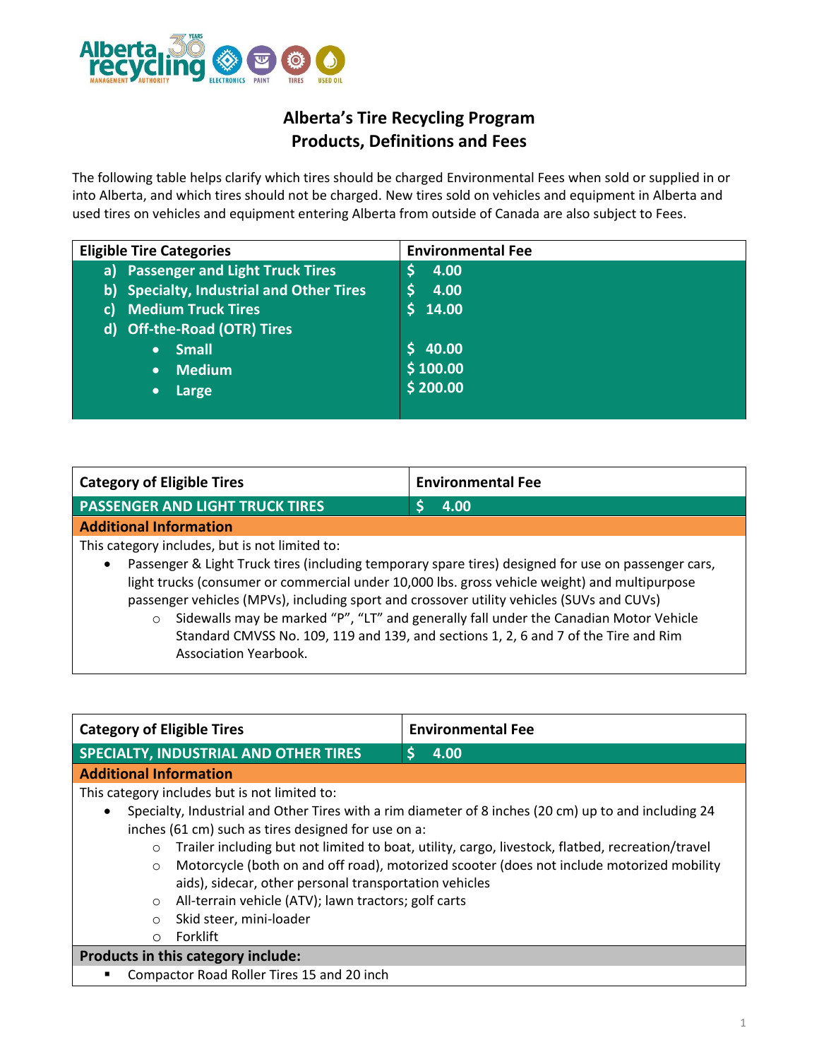# Alberta's Tire Recycling Program
## Products, Definitions and Fees

The following table helps clarify which tires should be charged Environmental Fees when sold or supplied in or into Alberta, and which tires should not be charged. New tires sold on vehicles and equipment in Alberta and used tires on vehicles and equipment entering Alberta from outside of Canada are also subject to Fees.

| Eligible Tire Categories | Environmental Fee |
|---|---|
| a) Passenger and Light Truck Tires | $ 4.00 |
| b) Specialty, Industrial and Other Tires | $ 4.00 |
| c) Medium Truck Tires | $ 14.00 |
| d) Off-the-Road (OTR) Tires | |
| • Small | $ 40.00 |
| • Medium | $ 100.00 |
| • Large | $ 200.00 |

| Category of Eligible Tires | Environmental Fee |
|---|---|
| **PASSENGER AND LIGHT TRUCK TIRES** | **$ 4.00** |

**Additional Information**

This category includes, but is not limited to:

- Passenger & Light Truck tires (including temporary spare tires) designed for use on passenger cars, light trucks (consumer or commercial under 10,000 lbs. gross vehicle weight) and multipurpose passenger vehicles (MPVs), including sport and crossover utility vehicles (SUVs and CUVs)
  - Sidewalls may be marked "P", "LT" and generally fall under the Canadian Motor Vehicle Standard CMVSS No. 109, 119 and 139, and sections 1, 2, 6 and 7 of the Tire and Rim Association Yearbook.

| Category of Eligible Tires | Environmental Fee |
|---|---|
| **SPECIALTY, INDUSTRIAL AND OTHER TIRES** | **$ 4.00** |

**Additional Information**

This category includes but is not limited to:

- Specialty, Industrial and Other Tires with a rim diameter of 8 inches (20 cm) up to and including 24 inches (61 cm) such as tires designed for use on a:
  - Trailer including but not limited to boat, utility, cargo, livestock, flatbed, recreation/travel
  - Motorcycle (both on and off road), motorized scooter (does not include motorized mobility aids), sidecar, other personal transportation vehicles
  - All-terrain vehicle (ATV); lawn tractors; golf carts
  - Skid steer, mini-loader
  - Forklift

**Products in this category include:**

- Compactor Road Roller Tires 15 and 20 inch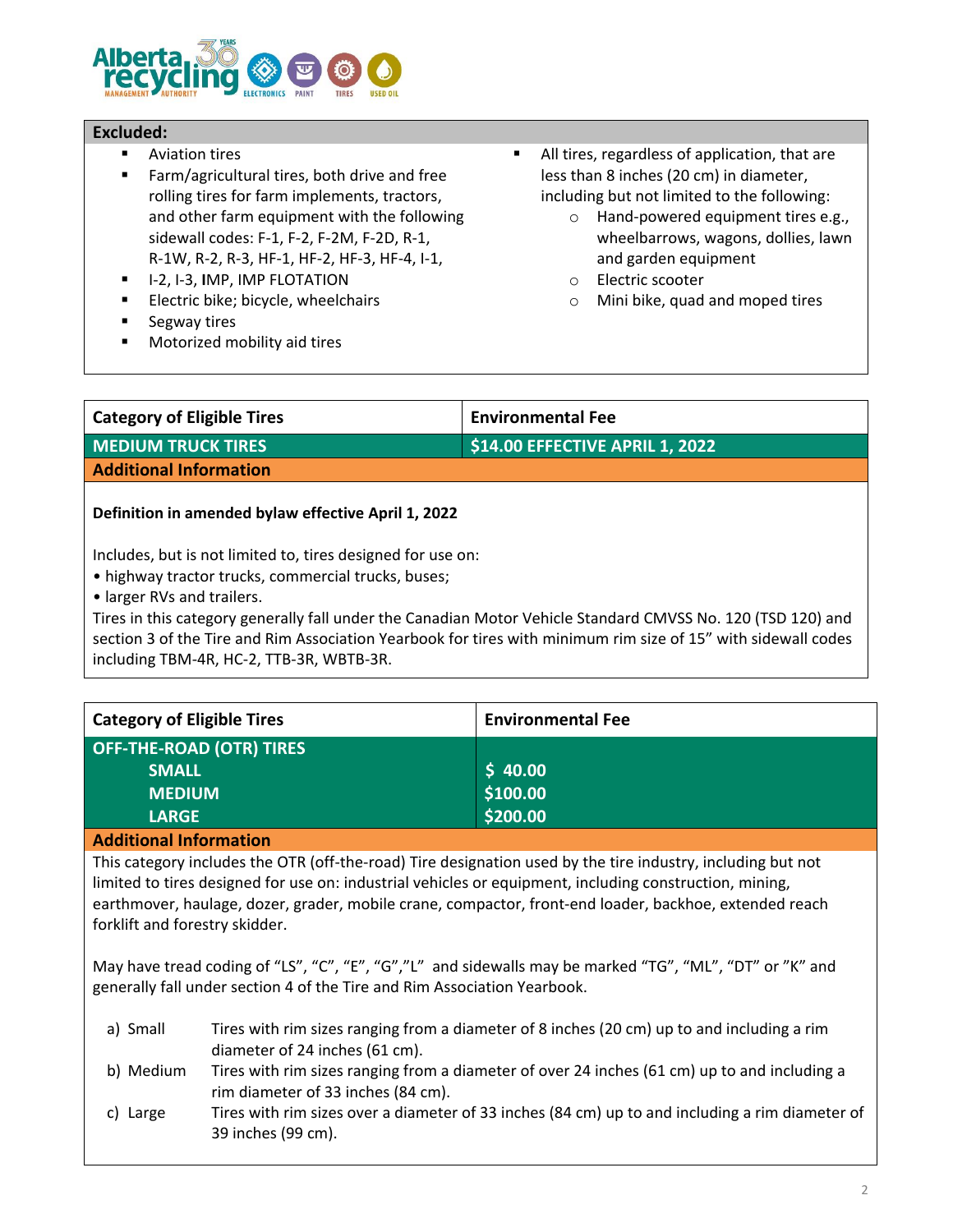**Excluded:**

- Aviation tires
- Farm/agricultural tires, both drive and free rolling tires for farm implements, tractors, and other farm equipment with the following sidewall codes: F-1, F-2, F-2M, F-2D, R-1, R-1W, R-2, R-3, HF-1, HF-2, HF-3, HF-4, I-1,
- I-2, I-3, IMP, IMP FLOTATION
- Electric bike; bicycle, wheelchairs
- Segway tires
- Motorized mobility aid tires
- All tires, regardless of application, that are less than 8 inches (20 cm) in diameter, including but not limited to the following:
  - Hand-powered equipment tires e.g., wheelbarrows, wagons, dollies, lawn and garden equipment
  - Electric scooter
  - Mini bike, quad and moped tires

| Category of Eligible Tires | Environmental Fee |
|---|---|
| **MEDIUM TRUCK TIRES** | **$14.00 EFFECTIVE APRIL 1, 2022** |

**Additional Information**

**Definition in amended bylaw effective April 1, 2022**

Includes, but is not limited to, tires designed for use on:
- highway tractor trucks, commercial trucks, buses;
- larger RVs and trailers.

Tires in this category generally fall under the Canadian Motor Vehicle Standard CMVSS No. 120 (TSD 120) and section 3 of the Tire and Rim Association Yearbook for tires with minimum rim size of 15" with sidewall codes including TBM-4R, HC-2, TTB-3R, WBTB-3R.

| Category of Eligible Tires | Environmental Fee |
|---|---|
| **OFF-THE-ROAD (OTR) TIRES** | |
| **SMALL** | **$ 40.00** |
| **MEDIUM** | **$100.00** |
| **LARGE** | **$200.00** |

**Additional Information**

This category includes the OTR (off-the-road) Tire designation used by the tire industry, including but not limited to tires designed for use on: industrial vehicles or equipment, including construction, mining, earthmover, haulage, dozer, grader, mobile crane, compactor, front-end loader, backhoe, extended reach forklift and forestry skidder.

May have tread coding of "LS", "C", "E", "G","L" and sidewalls may be marked "TG", "ML", "DT" or "K" and generally fall under section 4 of the Tire and Rim Association Yearbook.

a) Small — Tires with rim sizes ranging from a diameter of 8 inches (20 cm) up to and including a rim diameter of 24 inches (61 cm).

b) Medium — Tires with rim sizes ranging from a diameter of over 24 inches (61 cm) up to and including a rim diameter of 33 inches (84 cm).

c) Large — Tires with rim sizes over a diameter of 33 inches (84 cm) up to and including a rim diameter of 39 inches (99 cm).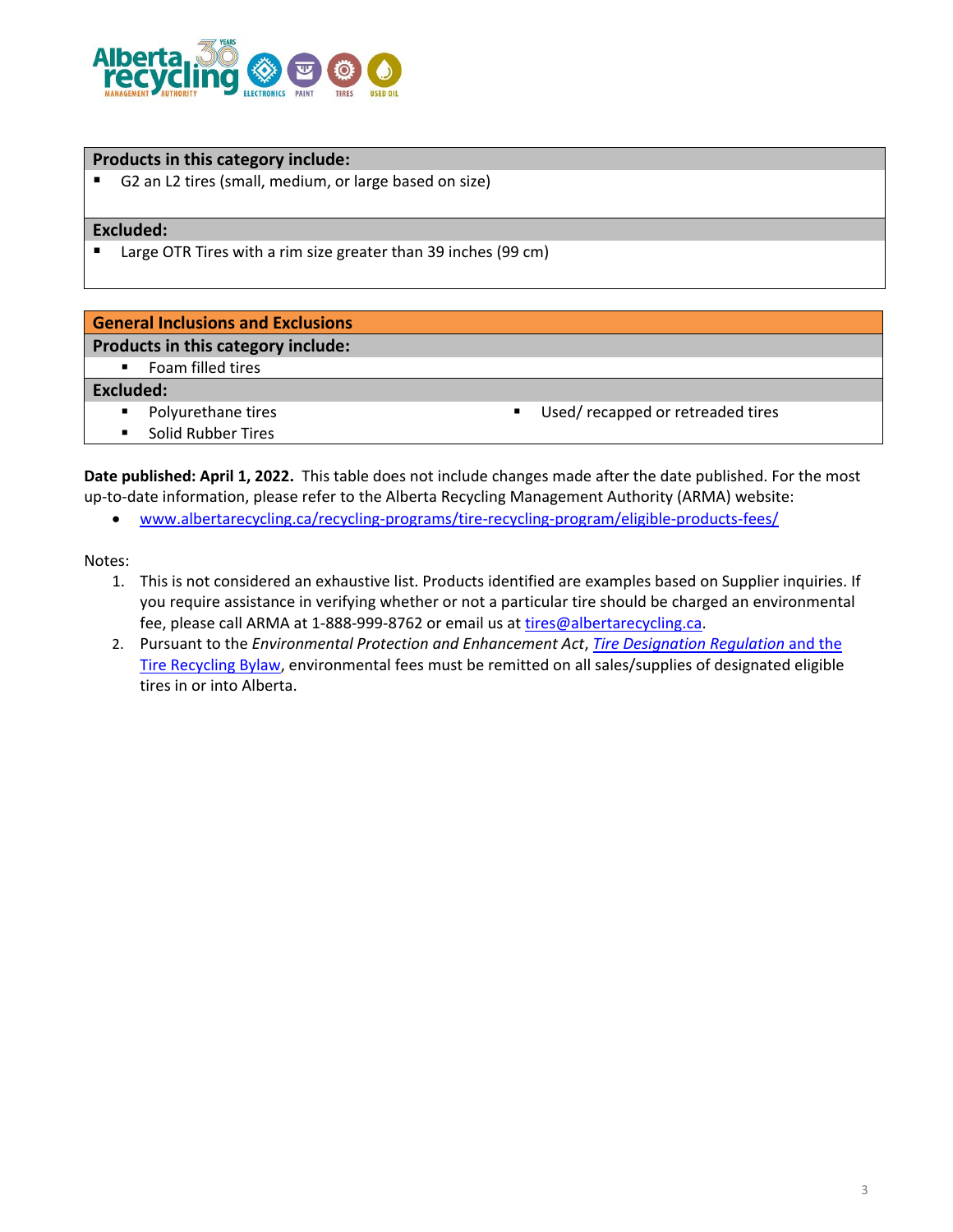| Products in this category include: |
| --- |
| ▪ G2 an L2 tires (small, medium, or large based on size) |
| **Excluded:** |
| ▪ Large OTR Tires with a rim size greater than 39 inches (99 cm) |

| General Inclusions and Exclusions | |
| --- | --- |
| **Products in this category include:** | |
| ▪ Foam filled tires | |
| **Excluded:** | |
| ▪ Polyurethane tires | ▪ Used/ recapped or retreaded tires |
| ▪ Solid Rubber Tires | |

**Date published: April 1, 2022.** This table does not include changes made after the date published. For the most up-to-date information, please refer to the Alberta Recycling Management Authority (ARMA) website:

- www.albertarecycling.ca/recycling-programs/tire-recycling-program/eligible-products-fees/

Notes:

1. This is not considered an exhaustive list. Products identified are examples based on Supplier inquiries. If you require assistance in verifying whether or not a particular tire should be charged an environmental fee, please call ARMA at 1-888-999-8762 or email us at tires@albertarecycling.ca.
2. Pursuant to the *Environmental Protection and Enhancement Act*, *Tire Designation Regulation* and the Tire Recycling Bylaw, environmental fees must be remitted on all sales/supplies of designated eligible tires in or into Alberta.